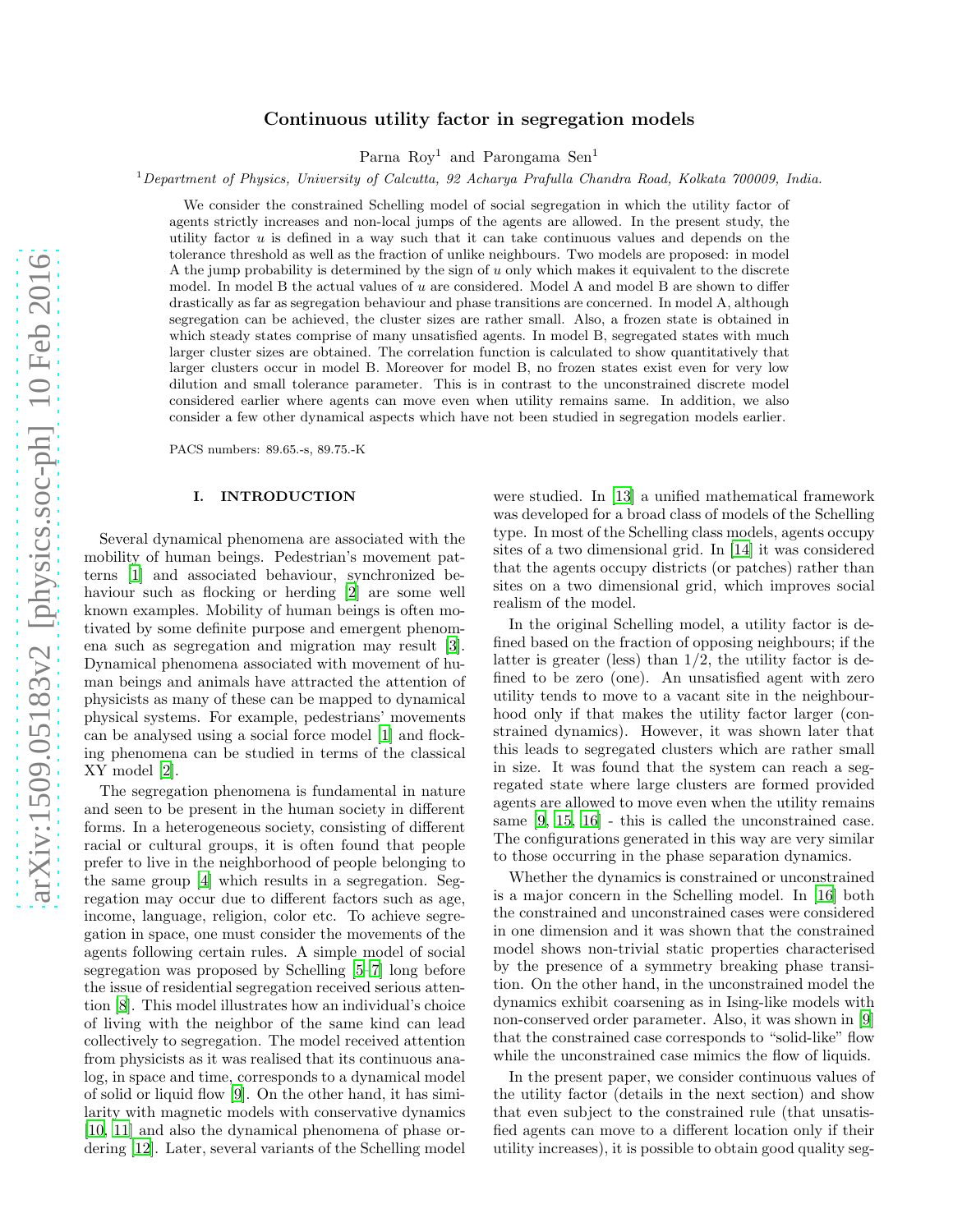# Continuous utility factor in segregation models

Parna Roy[1] and Parongama Sen[1]

[1]*Department of Physics, University of Calcutta, 92 Acharya Prafulla Chandra Road, Kolkata 700009, India.*

We consider the constrained Schelling model of social segregation in which the utility factor of agents strictly increases and non-local jumps of the agents are allowed. In the present study, the utility factor $u$ is defined in a way such that it can take continuous values and depends on the tolerance threshold as well as the fraction of unlike neighbours. Two models are proposed: in model A the jump probability is determined by the sign of $u$ only which makes it equivalent to the discrete model. In model B the actual values of $u$ are considered. Model A and model B are shown to differ drastically as far as segregation behaviour and phase transitions are concerned. In model A, although segregation can be achieved, the cluster sizes are rather small. Also, a frozen state is obtained in which steady states comprise of many unsatisfied agents. In model B, segregated states with much larger cluster sizes are obtained. The correlation function is calculated to show quantitatively that larger clusters occur in model B. Moreover for model B, no frozen states exist even for very low dilution and small tolerance parameter. This is in contrast to the unconstrained discrete model considered earlier where agents can move even when utility remains same. In addition, we also consider a few other dynamical aspects which have not been studied in segregation models earlier.

PACS numbers: 89.65.-s, 89.75.-K

## I. INTRODUCTION

Several dynamical phenomena are associated with the mobility of human beings. Pedestrian's movement patterns [1] and associated behaviour, synchronized behaviour such as flocking or herding [2] are some well known examples. Mobility of human beings is often motivated by some definite purpose and emergent phenomena such as segregation and migration may result [3]. Dynamical phenomena associated with movement of human beings and animals have attracted the attention of physicists as many of these can be mapped to dynamical physical systems. For example, pedestrians' movements can be analysed using a social force model [1] and flocking phenomena can be studied in terms of the classical XY model [2].

The segregation phenomena is fundamental in nature and seen to be present in the human society in different forms. In a heterogeneous society, consisting of different racial or cultural groups, it is often found that people prefer to live in the neighborhood of people belonging to the same group [4] which results in a segregation. Segregation may occur due to different factors such as age, income, language, religion, color etc. To achieve segregation in space, one must consider the movements of the agents following certain rules. A simple model of social segregation was proposed by Schelling [5–7] long before the issue of residential segregation received serious attention [8]. This model illustrates how an individual's choice of living with the neighbor of the same kind can lead collectively to segregation. The model received attention from physicists as it was realised that its continuous analog, in space and time, corresponds to a dynamical model of solid or liquid flow [9]. On the other hand, it has similarity with magnetic models with conservative dynamics [10, 11] and also the dynamical phenomena of phase ordering [12]. Later, several variants of the Schelling model were studied. In [13] a unified mathematical framework was developed for a broad class of models of the Schelling type. In most of the Schelling class models, agents occupy sites of a two dimensional grid. In [14] it was considered that the agents occupy districts (or patches) rather than sites on a two dimensional grid, which improves social realism of the model.

In the original Schelling model, a utility factor is defined based on the fraction of opposing neighbours; if the latter is greater (less) than 1/2, the utility factor is defined to be zero (one). An unsatisfied agent with zero utility tends to move to a vacant site in the neighbourhood only if that makes the utility factor larger (constrained dynamics). However, it was shown later that this leads to segregated clusters which are rather small in size. It was found that the system can reach a segregated state where large clusters are formed provided agents are allowed to move even when the utility remains same [9, 15, 16] - this is called the unconstrained case. The configurations generated in this way are very similar to those occurring in the phase separation dynamics.

Whether the dynamics is constrained or unconstrained is a major concern in the Schelling model. In [16] both the constrained and unconstrained cases were considered in one dimension and it was shown that the constrained model shows non-trivial static properties characterised by the presence of a symmetry breaking phase transition. On the other hand, in the unconstrained model the dynamics exhibit coarsening as in Ising-like models with non-conserved order parameter. Also, it was shown in [9] that the constrained case corresponds to "solid-like" flow while the unconstrained case mimics the flow of liquids.

In the present paper, we consider continuous values of the utility factor (details in the next section) and show that even subject to the constrained rule (that unsatisfied agents can move to a different location only if their utility increases), it is possible to obtain good quality seg-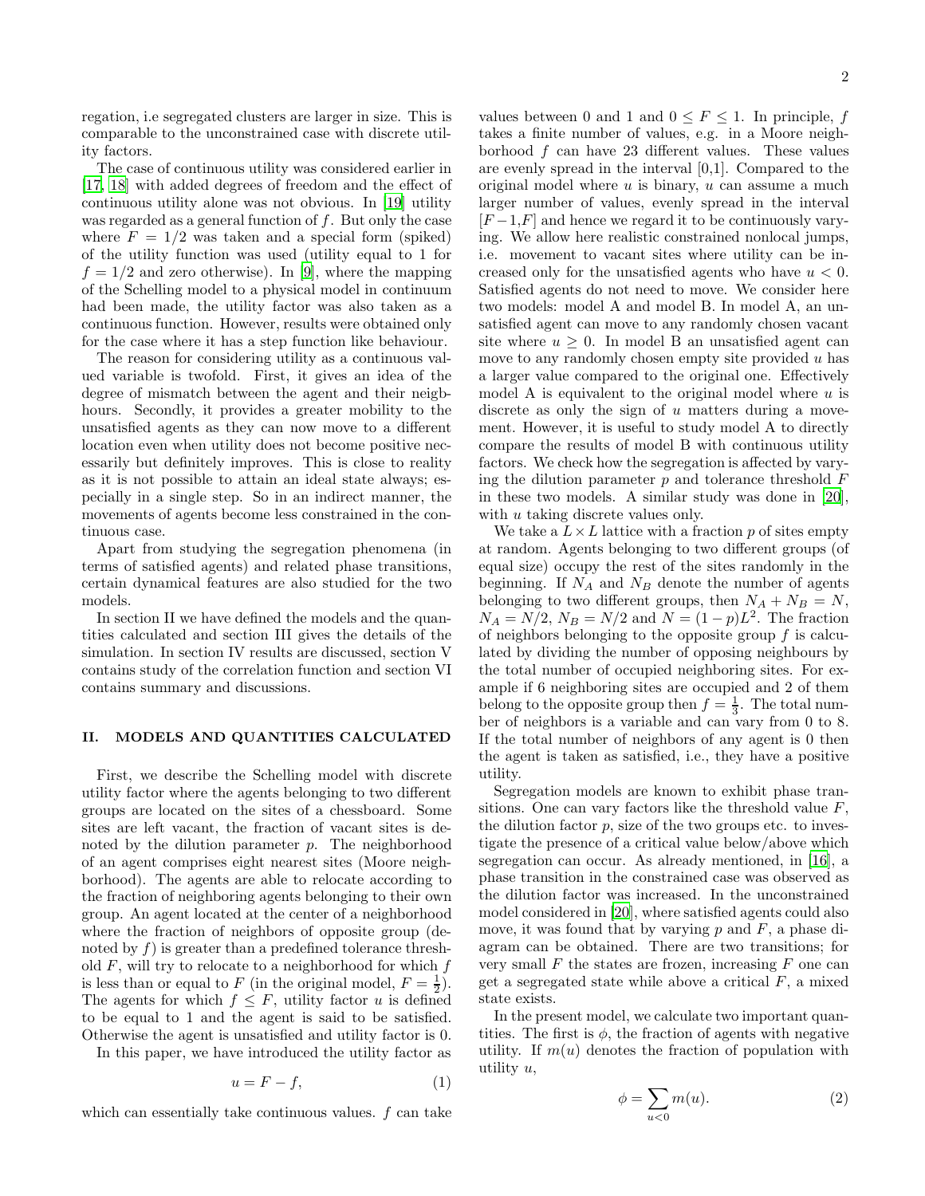regation, i.e segregated clusters are larger in size. This is comparable to the unconstrained case with discrete utility factors.

The case of continuous utility was considered earlier in [17, 18] with added degrees of freedom and the effect of continuous utility alone was not obvious. In [19] utility was regarded as a general function of $f$. But only the case where $F = 1/2$ was taken and a special form (spiked) of the utility function was used (utility equal to 1 for $f = 1/2$ and zero otherwise). In [9], where the mapping of the Schelling model to a physical model in continuum had been made, the utility factor was also taken as a continuous function. However, results were obtained only for the case where it has a step function like behaviour.

The reason for considering utility as a continuous valued variable is twofold. First, it gives an idea of the degree of mismatch between the agent and their neigbhours. Secondly, it provides a greater mobility to the unsatisfied agents as they can now move to a different location even when utility does not become positive necessarily but definitely improves. This is close to reality as it is not possible to attain an ideal state always; especially in a single step. So in an indirect manner, the movements of agents become less constrained in the continuous case.

Apart from studying the segregation phenomena (in terms of satisfied agents) and related phase transitions, certain dynamical features are also studied for the two models.

In section II we have defined the models and the quantities calculated and section III gives the details of the simulation. In section IV results are discussed, section V contains study of the correlation function and section VI contains summary and discussions.

## II. MODELS AND QUANTITIES CALCULATED

First, we describe the Schelling model with discrete utility factor where the agents belonging to two different groups are located on the sites of a chessboard. Some sites are left vacant, the fraction of vacant sites is denoted by the dilution parameter $p$. The neighborhood of an agent comprises eight nearest sites (Moore neighborhood). The agents are able to relocate according to the fraction of neighboring agents belonging to their own group. An agent located at the center of a neighborhood where the fraction of neighbors of opposite group (denoted by $f$) is greater than a predefined tolerance threshold $F$, will try to relocate to a neighborhood for which $f$ is less than or equal to $F$ (in the original model, $F = \frac{1}{2}$). The agents for which $f \leq F$, utility factor $u$ is defined to be equal to 1 and the agent is said to be satisfied. Otherwise the agent is unsatisfied and utility factor is 0.

In this paper, we have introduced the utility factor as

$$u = F - f, \tag{1}$$

which can essentially take continuous values. $f$ can take values between 0 and 1 and $0 \leq F \leq 1$. In principle, $f$ takes a finite number of values, e.g. in a Moore neighborhood $f$ can have 23 different values. These values are evenly spread in the interval [0,1]. Compared to the original model where $u$ is binary, $u$ can assume a much larger number of values, evenly spread in the interval $[F-1,F]$ and hence we regard it to be continuously varying. We allow here realistic constrained nonlocal jumps, i.e. movement to vacant sites where utility can be increased only for the unsatisfied agents who have $u < 0$. Satisfied agents do not need to move. We consider here two models: model A and model B. In model A, an unsatisfied agent can move to any randomly chosen vacant site where $u \geq 0$. In model B an unsatisfied agent can move to any randomly chosen empty site provided $u$ has a larger value compared to the original one. Effectively model A is equivalent to the original model where $u$ is discrete as only the sign of $u$ matters during a movement. However, it is useful to study model A to directly compare the results of model B with continuous utility factors. We check how the segregation is affected by varying the dilution parameter $p$ and tolerance threshold $F$ in these two models. A similar study was done in [20], with $u$ taking discrete values only.

We take a $L \times L$ lattice with a fraction $p$ of sites empty at random. Agents belonging to two different groups (of equal size) occupy the rest of the sites randomly in the beginning. If $N_A$ and $N_B$ denote the number of agents belonging to two different groups, then $N_A + N_B = N$, $N_A = N/2$, $N_B = N/2$ and $N = (1-p)L^2$. The fraction of neighbors belonging to the opposite group $f$ is calculated by dividing the number of opposing neighbours by the total number of occupied neighboring sites. For example if 6 neighboring sites are occupied and 2 of them belong to the opposite group then $f = \frac{1}{3}$. The total number of neighbors is a variable and can vary from 0 to 8. If the total number of neighbors of any agent is 0 then the agent is taken as satisfied, i.e., they have a positive utility.

Segregation models are known to exhibit phase transitions. One can vary factors like the threshold value $F$, the dilution factor $p$, size of the two groups etc. to investigate the presence of a critical value below/above which segregation can occur. As already mentioned, in [16], a phase transition in the constrained case was observed as the dilution factor was increased. In the unconstrained model considered in [20], where satisfied agents could also move, it was found that by varying $p$ and $F$, a phase diagram can be obtained. There are two transitions; for very small $F$ the states are frozen, increasing $F$ one can get a segregated state while above a critical $F$, a mixed state exists.

In the present model, we calculate two important quantities. The first is $\phi$, the fraction of agents with negative utility. If $m(u)$ denotes the fraction of population with utility $u$,

$$\phi = \sum_{u<0} m(u). \tag{2}$$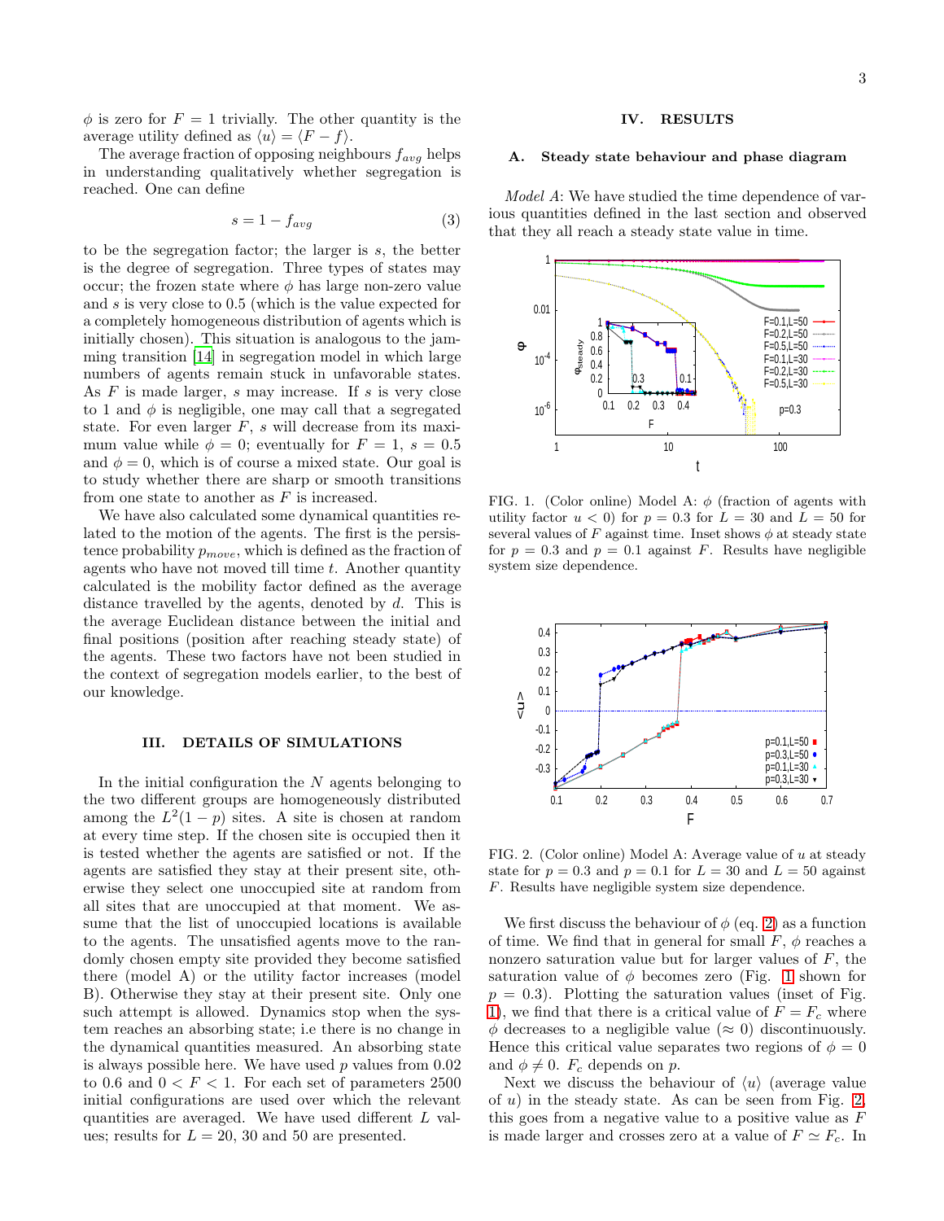$\phi$ is zero for $F = 1$ trivially. The other quantity is the average utility defined as $\langle u \rangle = \langle F - f \rangle$.

The average fraction of opposing neighbours $f_{avg}$ helps in understanding qualitatively whether segregation is reached. One can define

$$s = 1 - f_{avg} \tag{3}$$

to be the segregation factor; the larger is $s$, the better is the degree of segregation. Three types of states may occur; the frozen state where $\phi$ has large non-zero value and $s$ is very close to 0.5 (which is the value expected for a completely homogeneous distribution of agents which is initially chosen). This situation is analogous to the jamming transition [14] in segregation model in which large numbers of agents remain stuck in unfavorable states. As $F$ is made larger, $s$ may increase. If $s$ is very close to 1 and $\phi$ is negligible, one may call that a segregated state. For even larger $F$, $s$ will decrease from its maximum value while $\phi = 0$; eventually for $F = 1$, $s = 0.5$ and $\phi = 0$, which is of course a mixed state. Our goal is to study whether there are sharp or smooth transitions from one state to another as $F$ is increased.

We have also calculated some dynamical quantities related to the motion of the agents. The first is the persistence probability $p_{move}$, which is defined as the fraction of agents who have not moved till time $t$. Another quantity calculated is the mobility factor defined as the average distance travelled by the agents, denoted by $d$. This is the average Euclidean distance between the initial and final positions (position after reaching steady state) of the agents. These two factors have not been studied in the context of segregation models earlier, to the best of our knowledge.

## III. DETAILS OF SIMULATIONS

In the initial configuration the $N$ agents belonging to the two different groups are homogeneously distributed among the $L^2(1-p)$ sites. A site is chosen at random at every time step. If the chosen site is occupied then it is tested whether the agents are satisfied or not. If the agents are satisfied they stay at their present site, otherwise they select one unoccupied site at random from all sites that are unoccupied at that moment. We assume that the list of unoccupied locations is available to the agents. The unsatisfied agents move to the randomly chosen empty site provided they become satisfied there (model A) or the utility factor increases (model B). Otherwise they stay at their present site. Only one such attempt is allowed. Dynamics stop when the system reaches an absorbing state; i.e there is no change in the dynamical quantities measured. An absorbing state is always possible here. We have used $p$ values from 0.02 to 0.6 and $0 < F < 1$. For each set of parameters 2500 initial configurations are used over which the relevant quantities are averaged. We have used different $L$ values; results for $L = 20$, 30 and 50 are presented.

## IV. RESULTS

### A. Steady state behaviour and phase diagram

*Model A*: We have studied the time dependence of various quantities defined in the last section and observed that they all reach a steady state value in time.

FIG. 1. (Color online) Model A: $\phi$ (fraction of agents with utility factor $u < 0$) for $p = 0.3$ for $L = 30$ and $L = 50$ for several values of $F$ against time. Inset shows $\phi$ at steady state for $p = 0.3$ and $p = 0.1$ against $F$. Results have negligible system size dependence.

FIG. 2. (Color online) Model A: Average value of $u$ at steady state for $p = 0.3$ and $p = 0.1$ for $L = 30$ and $L = 50$ against $F$. Results have negligible system size dependence.

We first discuss the behaviour of $\phi$ (eq. 2) as a function of time. We find that in general for small $F$, $\phi$ reaches a nonzero saturation value but for larger values of $F$, the saturation value of $\phi$ becomes zero (Fig. 1 shown for $p = 0.3$). Plotting the saturation values (inset of Fig. 1), we find that there is a critical value of $F = F_c$ where $\phi$ decreases to a negligible value ($\approx 0$) discontinuously. Hence this critical value separates two regions of $\phi = 0$ and $\phi \neq 0$. $F_c$ depends on $p$.

Next we discuss the behaviour of $\langle u \rangle$ (average value of $u$) in the steady state. As can be seen from Fig. 2, this goes from a negative value to a positive value as $F$ is made larger and crosses zero at a value of $F \simeq F_c$. In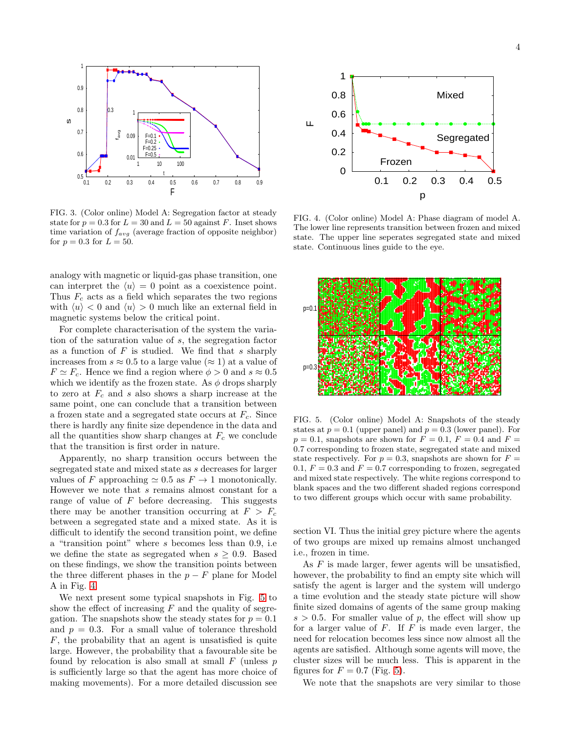FIG. 3. (Color online) Model A: Segregation factor at steady state for $p = 0.3$ for $L = 30$ and $L = 50$ against $F$. Inset shows time variation of $f_{avg}$ (average fraction of opposite neighbor) for $p = 0.3$ for $L = 50$.

FIG. 4. (Color online) Model A: Phase diagram of model A. The lower line represents transition between frozen and mixed state. The upper line seperates segregated state and mixed state. Continuous lines guide to the eye.

analogy with magnetic or liquid-gas phase transition, one can interpret the $\langle u \rangle = 0$ point as a coexistence point. Thus $F_c$ acts as a field which separates the two regions with $\langle u \rangle < 0$ and $\langle u \rangle > 0$ much like an external field in magnetic systems below the critical point.

For complete characterisation of the system the variation of the saturation value of $s$, the segregation factor as a function of $F$ is studied. We find that $s$ sharply increases from $s \approx 0.5$ to a large value ($\approx 1$) at a value of $F \simeq F_c$. Hence we find a region where $\phi > 0$ and $s \approx 0.5$ which we identify as the frozen state. As $\phi$ drops sharply to zero at $F_c$ and $s$ also shows a sharp increase at the same point, one can conclude that a transition between a frozen state and a segregated state occurs at $F_c$. Since there is hardly any finite size dependence in the data and all the quantities show sharp changes at $F_c$ we conclude that the transition is first order in nature.

Apparently, no sharp transition occurs between the segregated state and mixed state as $s$ decreases for larger values of $F$ approaching $\simeq 0.5$ as $F \to 1$ monotonically. However we note that $s$ remains almost constant for a range of value of $F$ before decreasing. This suggests there may be another transition occurring at $F > F_c$ between a segregated state and a mixed state. As it is difficult to identify the second transition point, we define a "transition point" where $s$ becomes less than 0.9, i.e we define the state as segregated when $s \geq 0.9$. Based on these findings, we show the transition points between the three different phases in the $p - F$ plane for Model A in Fig. 4

We next present some typical snapshots in Fig. 5 to show the effect of increasing $F$ and the quality of segregation. The snapshots show the steady states for $p = 0.1$ and $p = 0.3$. For a small value of tolerance threshold $F$, the probability that an agent is unsatisfied is quite large. However, the probability that a favourable site be found by relocation is also small at small $F$ (unless $p$ is sufficiently large so that the agent has more choice of making movements). For a more detailed discussion see section VI. Thus the initial grey picture where the agents of two groups are mixed up remains almost unchanged i.e., frozen in time.

FIG. 5. (Color online) Model A: Snapshots of the steady states at $p = 0.1$ (upper panel) and $p = 0.3$ (lower panel). For $p = 0.1$, snapshots are shown for $F = 0.1$, $F = 0.4$ and $F = 0.7$ corresponding to frozen state, segregated state and mixed state respectively. For $p = 0.3$, snapshots are shown for $F = 0.1$, $F = 0.3$ and $F = 0.7$ corresponding to frozen, segregated and mixed state respectively. The white regions correspond to blank spaces and the two different shaded regions correspond to two different groups which occur with same probability.

As $F$ is made larger, fewer agents will be unsatisfied, however, the probability to find an empty site which will satisfy the agent is larger and the system will undergo a time evolution and the steady state picture will show finite sized domains of agents of the same group making $s > 0.5$. For smaller value of $p$, the effect will show up for a larger value of $F$. If $F$ is made even larger, the need for relocation becomes less since now almost all the agents are satisfied. Although some agents will move, the cluster sizes will be much less. This is apparent in the figures for $F = 0.7$ (Fig. 5).

We note that the snapshots are very similar to those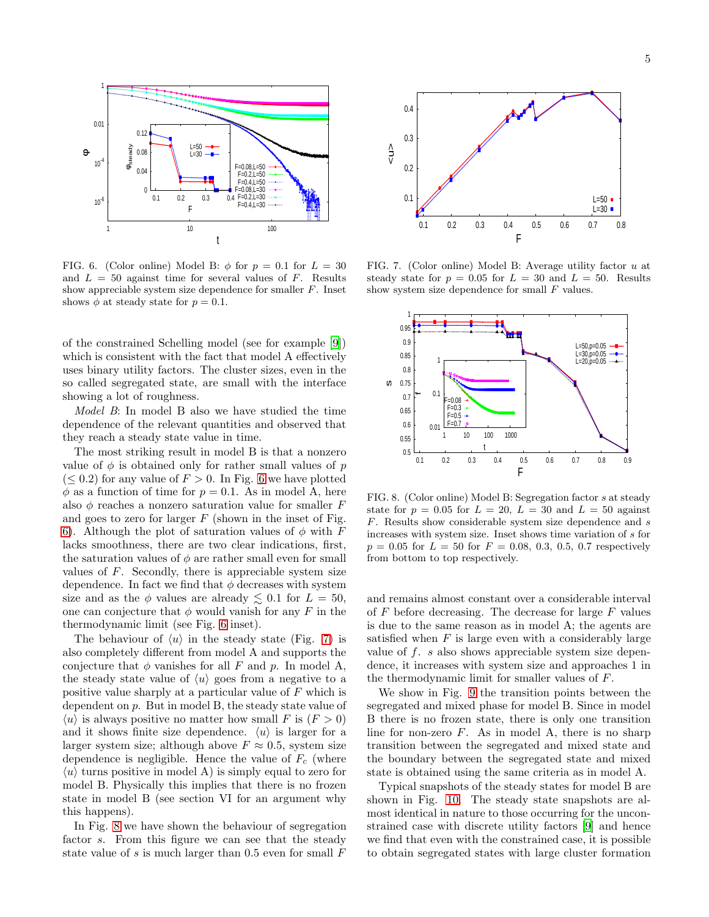FIG. 6. (Color online) Model B: $\phi$ for $p = 0.1$ for $L = 30$ and $L = 50$ against time for several values of $F$. Results show appreciable system size dependence for smaller $F$. Inset shows $\phi$ at steady state for $p = 0.1$.

FIG. 7. (Color online) Model B: Average utility factor $u$ at steady state for $p = 0.05$ for $L = 30$ and $L = 50$. Results show system size dependence for small $F$ values.

FIG. 8. (Color online) Model B: Segregation factor $s$ at steady state for $p = 0.05$ for $L = 20$, $L = 30$ and $L = 50$ against $F$. Results show considerable system size dependence and $s$ increases with system size. Inset shows time variation of $s$ for $p = 0.05$ for $L = 50$ for $F = 0.08$, 0.3, 0.5, 0.7 respectively from bottom to top respectively.

of the constrained Schelling model (see for example [9]) which is consistent with the fact that model A effectively uses binary utility factors. The cluster sizes, even in the so called segregated state, are small with the interface showing a lot of roughness.

*Model B*: In model B also we have studied the time dependence of the relevant quantities and observed that they reach a steady state value in time.

The most striking result in model B is that a nonzero value of $\phi$ is obtained only for rather small values of $p$ ($\leq 0.2$) for any value of $F > 0$. In Fig. 6 we have plotted $\phi$ as a function of time for $p = 0.1$. As in model A, here also $\phi$ reaches a nonzero saturation value for smaller $F$ and goes to zero for larger $F$ (shown in the inset of Fig. 6). Although the plot of saturation values of $\phi$ with $F$ lacks smoothness, there are two clear indications, first, the saturation values of $\phi$ are rather small even for small values of $F$. Secondly, there is appreciable system size dependence. In fact we find that $\phi$ decreases with system size and as the $\phi$ values are already $\lesssim 0.1$ for $L = 50$, one can conjecture that $\phi$ would vanish for any $F$ in the thermodynamic limit (see Fig. 6 inset).

The behaviour of $\langle u \rangle$ in the steady state (Fig. 7) is also completely different from model A and supports the conjecture that $\phi$ vanishes for all $F$ and $p$. In model A, the steady state value of $\langle u \rangle$ goes from a negative to a positive value sharply at a particular value of $F$ which is dependent on $p$. But in model B, the steady state value of $\langle u \rangle$ is always positive no matter how small $F$ is ($F > 0$) and it shows finite size dependence. $\langle u \rangle$ is larger for a larger system size; although above $F \approx 0.5$, system size dependence is negligible. Hence the value of $F_c$ (where $\langle u \rangle$ turns positive in model A) is simply equal to zero for model B. Physically this implies that there is no frozen state in model B (see section VI for an argument why this happens).

In Fig. 8 we have shown the behaviour of segregation factor $s$. From this figure we can see that the steady state value of $s$ is much larger than 0.5 even for small $F$ and remains almost constant over a considerable interval of $F$ before decreasing. The decrease for large $F$ values is due to the same reason as in model A; the agents are satisfied when $F$ is large even with a considerably large value of $f$. $s$ also shows appreciable system size dependence, it increases with system size and approaches 1 in the thermodynamic limit for smaller values of $F$.

We show in Fig. 9 the transition points between the segregated and mixed phase for model B. Since in model B there is no frozen state, there is only one transition line for non-zero $F$. As in model A, there is no sharp transition between the segregated and mixed state and the boundary between the segregated state and mixed state is obtained using the same criteria as in model A.

Typical snapshots of the steady states for model B are shown in Fig. 10. The steady state snapshots are almost identical in nature to those occurring for the unconstrained case with discrete utility factors [9] and hence we find that even with the constrained case, it is possible to obtain segregated states with large cluster formation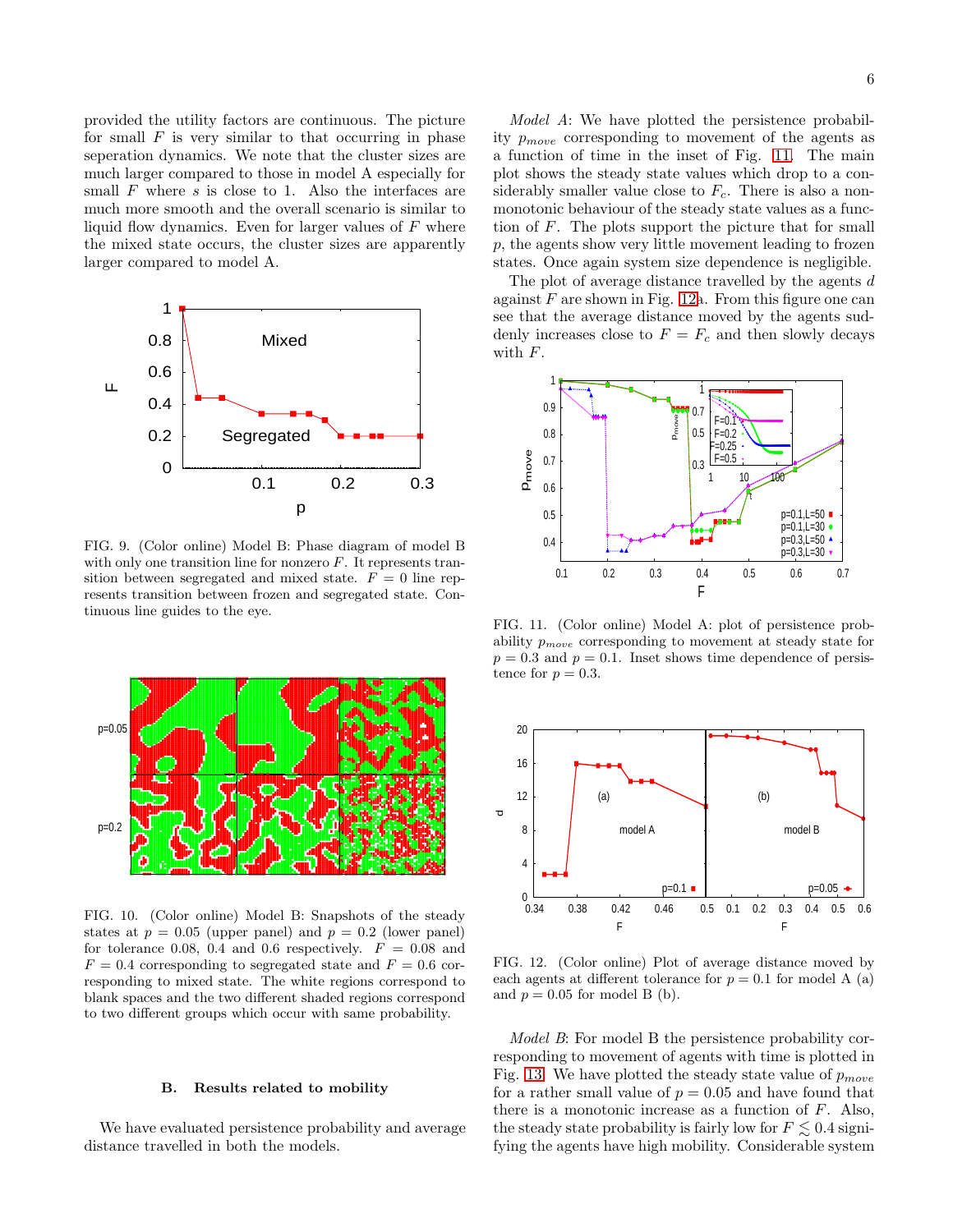provided the utility factors are continuous. The picture for small $F$ is very similar to that occurring in phase seperation dynamics. We note that the cluster sizes are much larger compared to those in model A especially for small $F$ where $s$ is close to 1. Also the interfaces are much more smooth and the overall scenario is similar to liquid flow dynamics. Even for larger values of $F$ where the mixed state occurs, the cluster sizes are apparently larger compared to model A.

FIG. 9. (Color online) Model B: Phase diagram of model B with only one transition line for nonzero $F$. It represents transition between segregated and mixed state. $F = 0$ line represents transition between frozen and segregated state. Continuous line guides to the eye.

FIG. 10. (Color online) Model B: Snapshots of the steady states at $p = 0.05$ (upper panel) and $p = 0.2$ (lower panel) for tolerance 0.08, 0.4 and 0.6 respectively. $F = 0.08$ and $F = 0.4$ corresponding to segregated state and $F = 0.6$ corresponding to mixed state. The white regions correspond to blank spaces and the two different shaded regions correspond to two different groups which occur with same probability.

### B. Results related to mobility

We have evaluated persistence probability and average distance travelled in both the models.

*Model A*: We have plotted the persistence probability $p_{move}$ corresponding to movement of the agents as a function of time in the inset of Fig. 11. The main plot shows the steady state values which drop to a considerably smaller value close to $F_c$. There is also a nonmonotonic behaviour of the steady state values as a function of $F$. The plots support the picture that for small $p$, the agents show very little movement leading to frozen states. Once again system size dependence is negligible.

The plot of average distance travelled by the agents $d$ against $F$ are shown in Fig. 12a. From this figure one can see that the average distance moved by the agents suddenly increases close to $F = F_c$ and then slowly decays with $F$.

FIG. 11. (Color online) Model A: plot of persistence probability $p_{move}$ corresponding to movement at steady state for $p = 0.3$ and $p = 0.1$. Inset shows time dependence of persistence for $p = 0.3$.

FIG. 12. (Color online) Plot of average distance moved by each agents at different tolerance for $p = 0.1$ for model A (a) and $p = 0.05$ for model B (b).

*Model B*: For model B the persistence probability corresponding to movement of agents with time is plotted in Fig. 13. We have plotted the steady state value of $p_{move}$ for a rather small value of $p = 0.05$ and have found that there is a monotonic increase as a function of $F$. Also, the steady state probability is fairly low for $F \lesssim 0.4$ signifying the agents have high mobility. Considerable system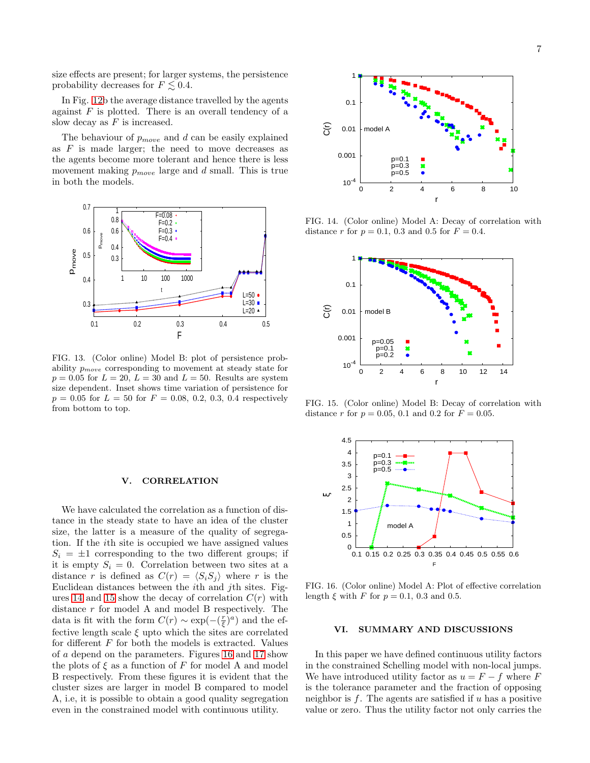size effects are present; for larger systems, the persistence probability decreases for $F \lesssim 0.4$.

In Fig. 12b the average distance travelled by the agents against $F$ is plotted. There is an overall tendency of a slow decay as $F$ is increased.

The behaviour of $p_{move}$ and $d$ can be easily explained as $F$ is made larger; the need to move decreases as the agents become more tolerant and hence there is less movement making $p_{move}$ large and $d$ small. This is true in both the models.

FIG. 13. (Color online) Model B: plot of persistence probability $p_{move}$ corresponding to movement at steady state for $p = 0.05$ for $L = 20$, $L = 30$ and $L = 50$. Results are system size dependent. Inset shows time variation of persistence for $p = 0.05$ for $L = 50$ for $F = 0.08$, 0.2, 0.3, 0.4 respectively from bottom to top.

## V. CORRELATION

We have calculated the correlation as a function of distance in the steady state to have an idea of the cluster size, the latter is a measure of the quality of segregation. If the $i$th site is occupied we have assigned values $S_i = \pm 1$ corresponding to the two different groups; if it is empty $S_i = 0$. Correlation between two sites at a distance $r$ is defined as $C(r) = \langle S_i S_j \rangle$ where $r$ is the Euclidean distances between the $i$th and $j$th sites. Figures 14 and 15 show the decay of correlation $C(r)$ with distance $r$ for model A and model B respectively. The data is fit with the form $C(r) \sim \exp(-(\frac{r}{\xi})^a)$ and the effective length scale $\xi$ upto which the sites are correlated for different $F$ for both the models is extracted. Values of $a$ depend on the parameters. Figures 16 and 17 show the plots of $\xi$ as a function of $F$ for model A and model B respectively. From these figures it is evident that the cluster sizes are larger in model B compared to model A, i.e, it is possible to obtain a good quality segregation even in the constrained model with continuous utility.

FIG. 14. (Color online) Model A: Decay of correlation with distance $r$ for $p = 0.1$, 0.3 and 0.5 for $F = 0.4$.

FIG. 15. (Color online) Model B: Decay of correlation with distance $r$ for $p = 0.05$, 0.1 and 0.2 for $F = 0.05$.

FIG. 16. (Color online) Model A: Plot of effective correlation length $\xi$ with $F$ for $p = 0.1$, 0.3 and 0.5.

## VI. SUMMARY AND DISCUSSIONS

In this paper we have defined continuous utility factors in the constrained Schelling model with non-local jumps. We have introduced utility factor as $u = F - f$ where $F$ is the tolerance parameter and the fraction of opposing neighbor is $f$. The agents are satisfied if $u$ has a positive value or zero. Thus the utility factor not only carries the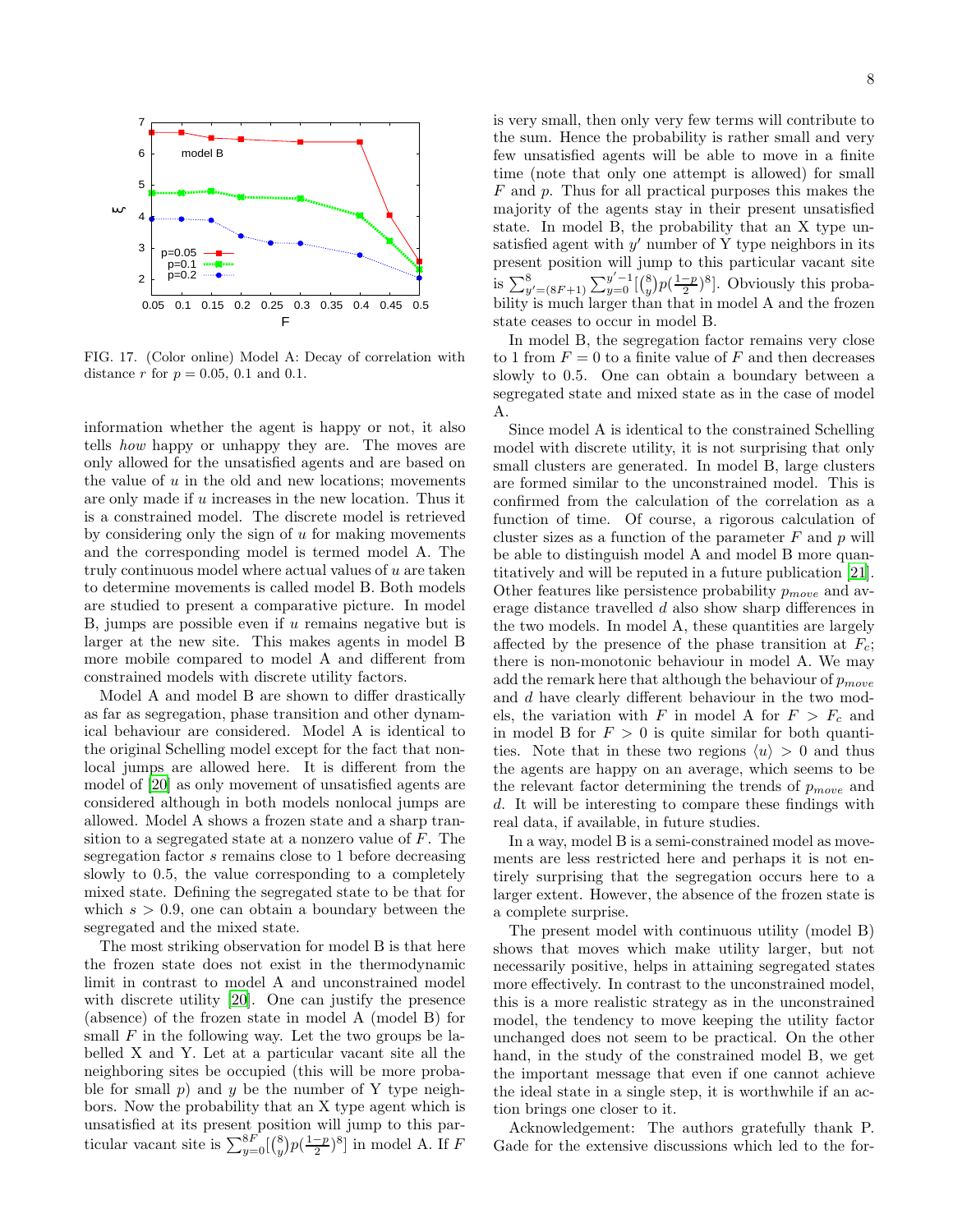FIG. 17. (Color online) Model A: Decay of correlation with distance $r$ for $p = 0.05$, 0.1 and 0.1.

information whether the agent is happy or not, it also tells *how* happy or unhappy they are. The moves are only allowed for the unsatisfied agents and are based on the value of $u$ in the old and new locations; movements are only made if $u$ increases in the new location. Thus it is a constrained model. The discrete model is retrieved by considering only the sign of $u$ for making movements and the corresponding model is termed model A. The truly continuous model where actual values of $u$ are taken to determine movements is called model B. Both models are studied to present a comparative picture. In model B, jumps are possible even if $u$ remains negative but is larger at the new site. This makes agents in model B more mobile compared to model A and different from constrained models with discrete utility factors.

Model A and model B are shown to differ drastically as far as segregation, phase transition and other dynamical behaviour are considered. Model A is identical to the original Schelling model except for the fact that nonlocal jumps are allowed here. It is different from the model of [20] as only movement of unsatisfied agents are considered although in both models nonlocal jumps are allowed. Model A shows a frozen state and a sharp transition to a segregated state at a nonzero value of $F$. The segregation factor $s$ remains close to 1 before decreasing slowly to 0.5, the value corresponding to a completely mixed state. Defining the segregated state to be that for which $s > 0.9$, one can obtain a boundary between the segregated and the mixed state.

The most striking observation for model B is that here the frozen state does not exist in the thermodynamic limit in contrast to model A and unconstrained model with discrete utility [20]. One can justify the presence (absence) of the frozen state in model A (model B) for small $F$ in the following way. Let the two groups be labelled X and Y. Let at a particular vacant site all the neighboring sites be occupied (this will be more probable for small $p$) and $y$ be the number of Y type neighbors. Now the probability that an X type agent which is unsatisfied at its present position will jump to this particular vacant site is $\sum_{y=0}^{8F}[\binom{8}{y}p(\frac{1-p}{2})^8]$ in model A. If $F$ is very small, then only very few terms will contribute to the sum. Hence the probability is rather small and very few unsatisfied agents will be able to move in a finite time (note that only one attempt is allowed) for small $F$ and $p$. Thus for all practical purposes this makes the majority of the agents stay in their present unsatisfied state. In model B, the probability that an X type unsatisfied agent with $y'$ number of Y type neighbors in its present position will jump to this particular vacant site is $\sum_{y'=(8F+1)}^{8}\sum_{y=0}^{y'-1}[\binom{8}{y}p(\frac{1-p}{2})^8]$. Obviously this probability is much larger than that in model A and the frozen state ceases to occur in model B.

In model B, the segregation factor remains very close to 1 from $F = 0$ to a finite value of $F$ and then decreases slowly to 0.5. One can obtain a boundary between a segregated state and mixed state as in the case of model A.

Since model A is identical to the constrained Schelling model with discrete utility, it is not surprising that only small clusters are generated. In model B, large clusters are formed similar to the unconstrained model. This is confirmed from the calculation of the correlation as a function of time. Of course, a rigorous calculation of cluster sizes as a function of the parameter $F$ and $p$ will be able to distinguish model A and model B more quantitatively and will be reputed in a future publication [21]. Other features like persistence probability $p_{move}$ and average distance travelled $d$ also show sharp differences in the two models. In model A, these quantities are largely affected by the presence of the phase transition at $F_c$; there is non-monotonic behaviour in model A. We may add the remark here that although the behaviour of $p_{move}$ and $d$ have clearly different behaviour in the two models, the variation with $F$ in model A for $F > F_c$ and in model B for $F > 0$ is quite similar for both quantities. Note that in these two regions $\langle u \rangle > 0$ and thus the agents are happy on an average, which seems to be the relevant factor determining the trends of $p_{move}$ and $d$. It will be interesting to compare these findings with real data, if available, in future studies.

In a way, model B is a semi-constrained model as movements are less restricted here and perhaps it is not entirely surprising that the segregation occurs here to a larger extent. However, the absence of the frozen state is a complete surprise.

The present model with continuous utility (model B) shows that moves which make utility larger, but not necessarily positive, helps in attaining segregated states more effectively. In contrast to the unconstrained model, this is a more realistic strategy as in the unconstrained model, the tendency to move keeping the utility factor unchanged does not seem to be practical. On the other hand, in the study of the constrained model B, we get the important message that even if one cannot achieve the ideal state in a single step, it is worthwhile if an action brings one closer to it.

Acknowledgement: The authors gratefully thank P. Gade for the extensive discussions which led to the for-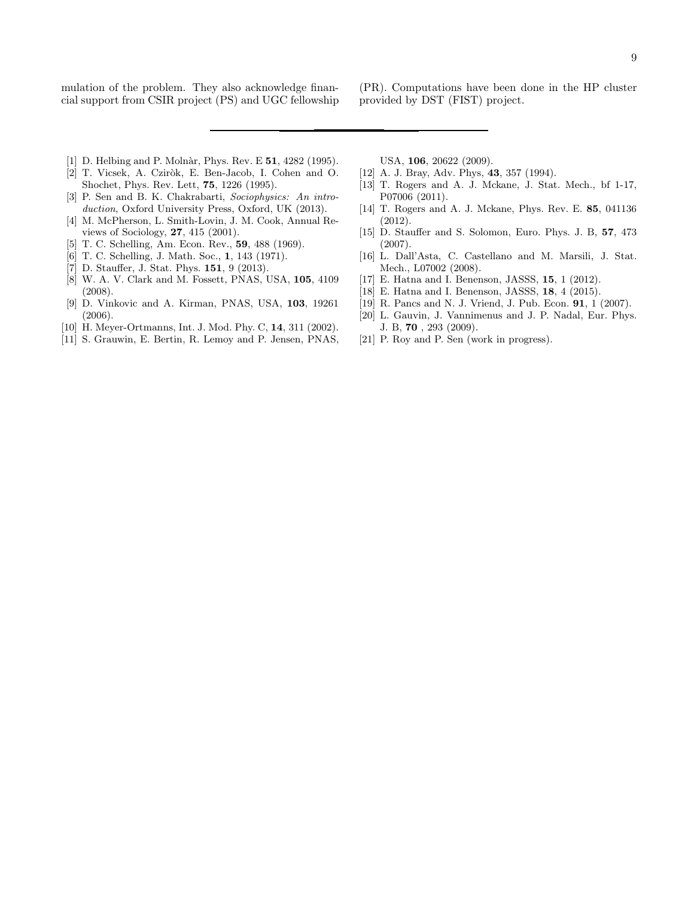mulation of the problem. They also acknowledge financial support from CSIR project (PS) and UGC fellowship (PR). Computations have been done in the HP cluster provided by DST (FIST) project.

---

[1] D. Helbing and P. Molnàr, Phys. Rev. E **51**, 4282 (1995).

[2] T. Vicsek, A. Cziròk, E. Ben-Jacob, I. Cohen and O. Shochet, Phys. Rev. Lett, **75**, 1226 (1995).

[3] P. Sen and B. K. Chakrabarti, *Sociophysics: An introduction*, Oxford University Press, Oxford, UK (2013).

[4] M. McPherson, L. Smith-Lovin, J. M. Cook, Annual Reviews of Sociology, **27**, 415 (2001).

[5] T. C. Schelling, Am. Econ. Rev., **59**, 488 (1969).

[6] T. C. Schelling, J. Math. Soc., **1**, 143 (1971).

[7] D. Stauffer, J. Stat. Phys. **151**, 9 (2013).

[8] W. A. V. Clark and M. Fossett, PNAS, USA, **105**, 4109 (2008).

[9] D. Vinkovic and A. Kirman, PNAS, USA, **103**, 19261 (2006).

[10] H. Meyer-Ortmanns, Int. J. Mod. Phy. C, **14**, 311 (2002).

[11] S. Grauwin, E. Bertin, R. Lemoy and P. Jensen, PNAS, USA, **106**, 20622 (2009).

[12] A. J. Bray, Adv. Phys, **43**, 357 (1994).

[13] T. Rogers and A. J. Mckane, J. Stat. Mech., bf 1-17, P07006 (2011).

[14] T. Rogers and A. J. Mckane, Phys. Rev. E. **85**, 041136 (2012).

[15] D. Stauffer and S. Solomon, Euro. Phys. J. B, **57**, 473 (2007).

[16] L. Dall'Asta, C. Castellano and M. Marsili, J. Stat. Mech., L07002 (2008).

[17] E. Hatna and I. Benenson, JASSS, **15**, 1 (2012).

[18] E. Hatna and I. Benenson, JASSS, **18**, 4 (2015).

[19] R. Pancs and N. J. Vriend, J. Pub. Econ. **91**, 1 (2007).

[20] L. Gauvin, J. Vannimenus and J. P. Nadal, Eur. Phys. J. B, **70** , 293 (2009).

[21] P. Roy and P. Sen (work in progress).